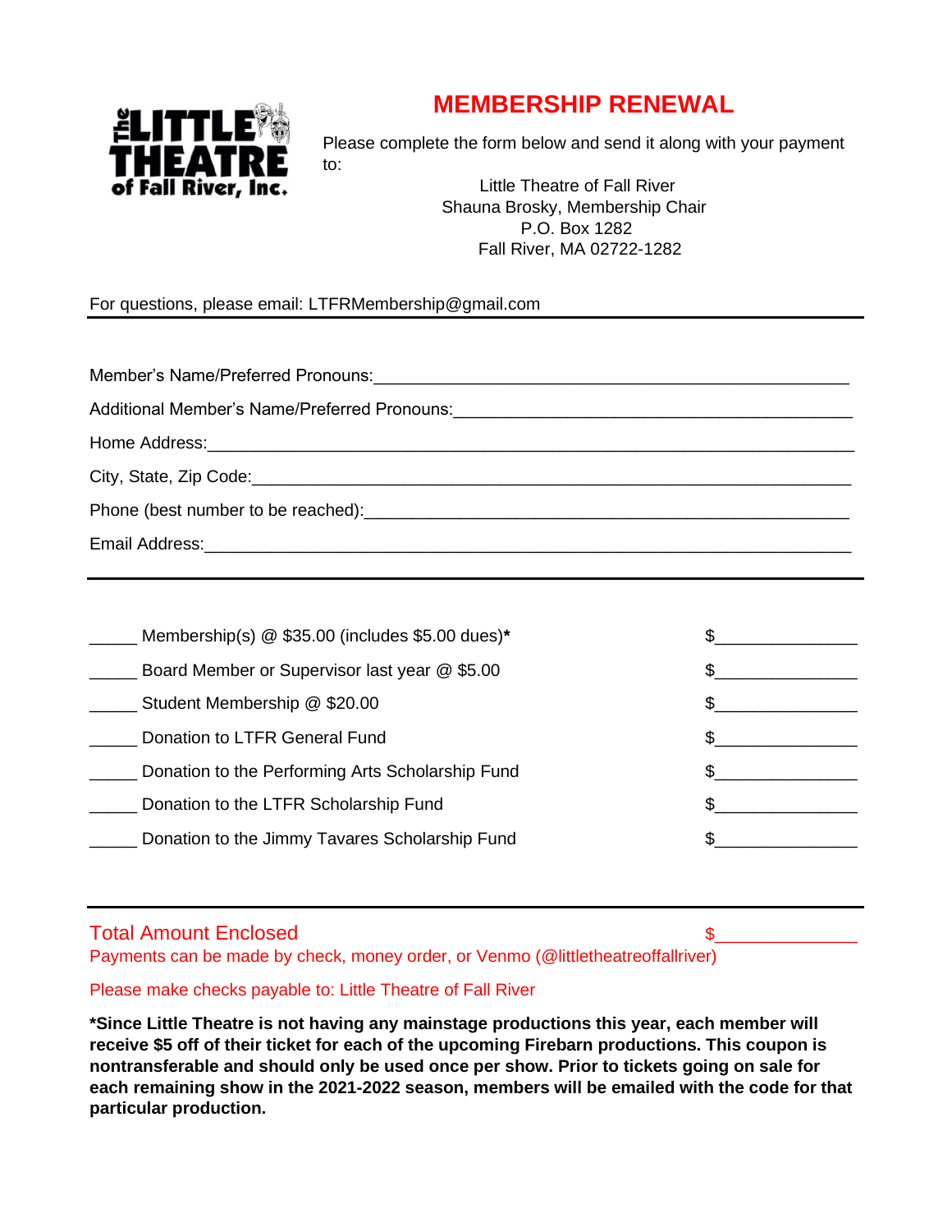The LITTLE THEATRE of Fall River, Inc.

# MEMBERSHIP RENEWAL

Please complete the form below and send it along with your payment to:

Little Theatre of Fall River
Shauna Brosky, Membership Chair
P.O. Box 1282
Fall River, MA 02722-1282

For questions, please email: LTFRMembership@gmail.com

---

Member's Name/Preferred Pronouns:___________________________________________________

Additional Member's Name/Preferred Pronouns:_________________________________________

Home Address:_________________________________________________________________

City, State, Zip Code:_____________________________________________________________

Phone (best number to be reached):__________________________________________________

Email Address:_________________________________________________________________

---

_____ Membership(s) @ $35.00 (includes $5.00 dues)* $_______________

_____ Board Member or Supervisor last year @ $5.00 $_______________

_____ Student Membership @ $20.00 $_______________

_____ Donation to LTFR General Fund $_______________

_____ Donation to the Performing Arts Scholarship Fund $_______________

_____ Donation to the LTFR Scholarship Fund $_______________

_____ Donation to the Jimmy Tavares Scholarship Fund $_______________

---

Total Amount Enclosed $_______________

Payments can be made by check, money order, or Venmo (@littletheatreoffallriver)

Please make checks payable to: Little Theatre of Fall River

**\*Since Little Theatre is not having any mainstage productions this year, each member will receive $5 off of their ticket for each of the upcoming Firebarn productions. This coupon is nontransferable and should only be used once per show. Prior to tickets going on sale for each remaining show in the 2021-2022 season, members will be emailed with the code for that particular production.**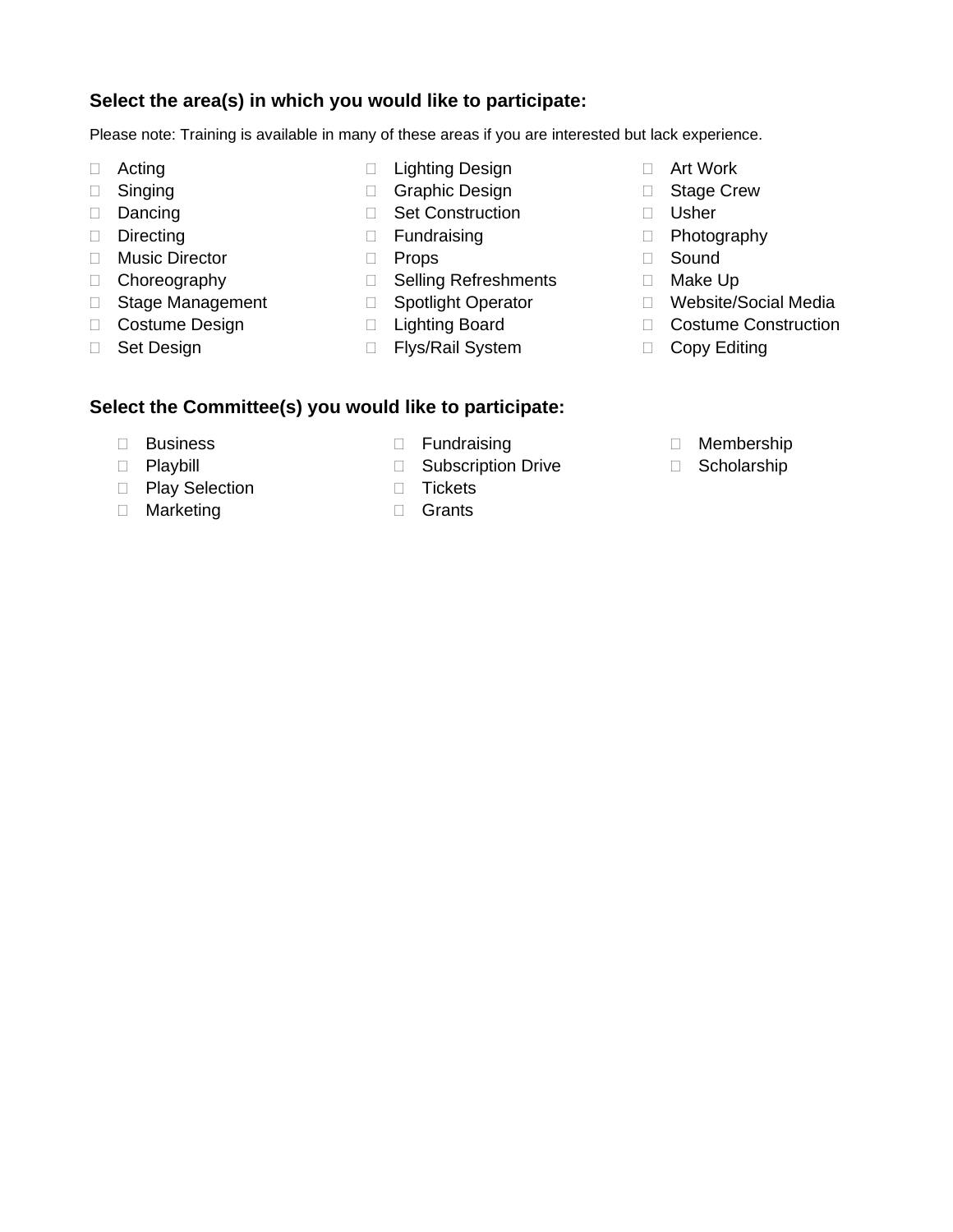### Select the area(s) in which you would like to participate:

Please note: Training is available in many of these areas if you are interested but lack experience.

- Acting
- Singing
- Dancing
- Directing
- Music Director
- Choreography
- Stage Management
- Costume Design
- Set Design
- Lighting Design
- Graphic Design
- Set Construction
- Fundraising
- Props
- Selling Refreshments
- Spotlight Operator
- Lighting Board
- Flys/Rail System
- Art Work
- Stage Crew
- Usher
- Photography
- Sound
- Make Up
- Website/Social Media
- Costume Construction
- Copy Editing

### Select the Committee(s) you would like to participate:

- Business
- Playbill
- Play Selection
- Marketing
- Fundraising
- Subscription Drive
- Tickets
- Grants
- Membership
- Scholarship